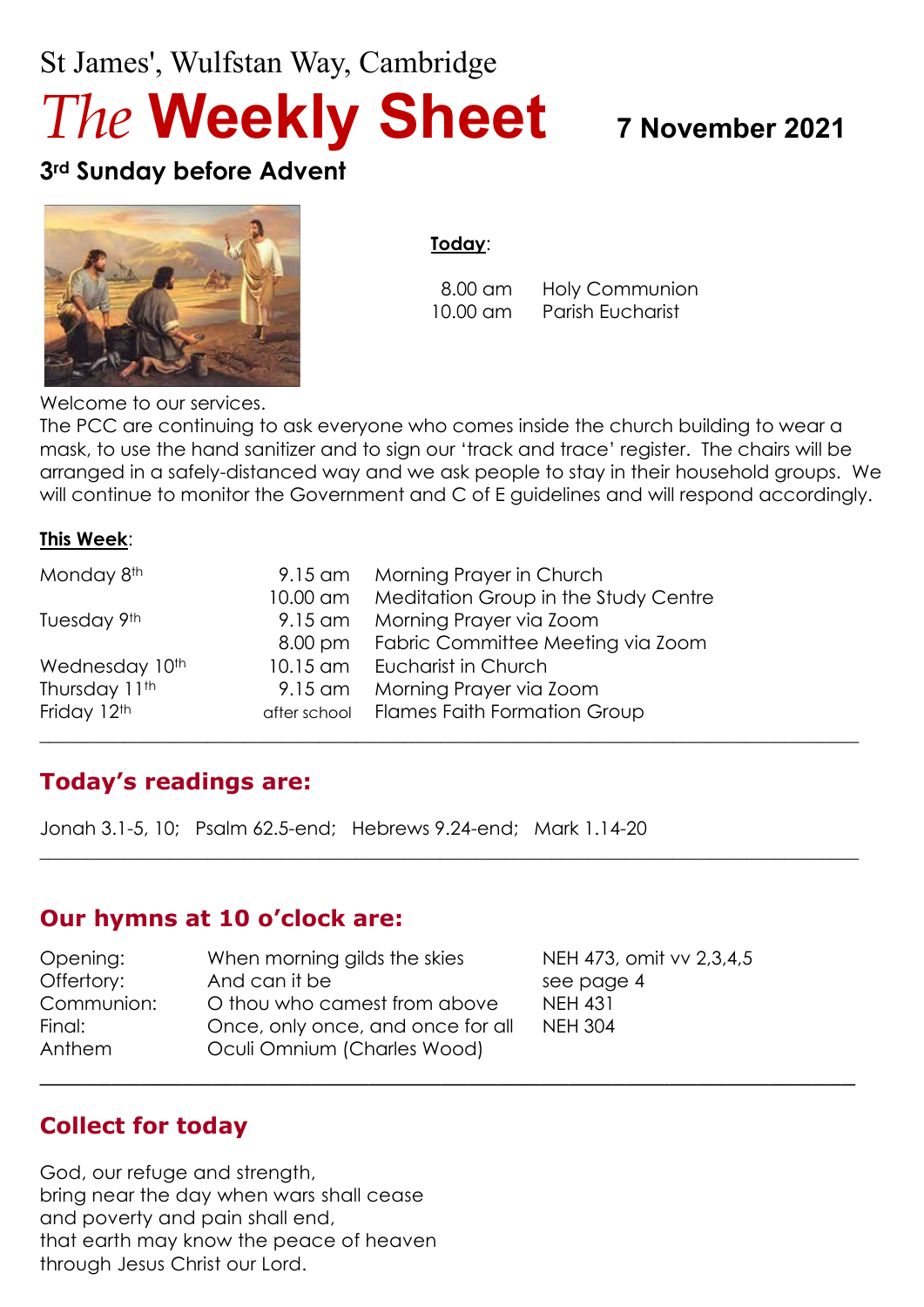St James', Wulfstan Way, Cambridge

# *The* **Weekly Sheet**

**7 November 2021**

## 3rd Sunday before Advent

**Today**:

| | |
|---|---|
| 8.00 am | Holy Communion |
| 10.00 am | Parish Eucharist |

Welcome to our services.

The PCC are continuing to ask everyone who comes inside the church building to wear a mask, to use the hand sanitizer and to sign our 'track and trace' register. The chairs will be arranged in a safely-distanced way and we ask people to stay in their household groups. We will continue to monitor the Government and C of E guidelines and will respond accordingly.

**This Week**:

| | | |
|---|---|---|
| Monday 8th | 9.15 am | Morning Prayer in Church |
| | 10.00 am | Meditation Group in the Study Centre |
| Tuesday 9th | 9.15 am | Morning Prayer via Zoom |
| | 8.00 pm | Fabric Committee Meeting via Zoom |
| Wednesday 10th | 10.15 am | Eucharist in Church |
| Thursday 11th | 9.15 am | Morning Prayer via Zoom |
| Friday 12th | after school | Flames Faith Formation Group |

## Today's readings are:

Jonah 3.1-5, 10; Psalm 62.5-end; Hebrews 9.24-end; Mark 1.14-20

## Our hymns at 10 o'clock are:

| | | |
|---|---|---|
| Opening: | When morning gilds the skies | NEH 473, omit vv 2,3,4,5 |
| Offertory: | And can it be | see page 4 |
| Communion: | O thou who camest from above | NEH 431 |
| Final: | Once, only once, and once for all | NEH 304 |
| Anthem | Oculi Omnium (Charles Wood) | |

## Collect for today

God, our refuge and strength,
bring near the day when wars shall cease
and poverty and pain shall end,
that earth may know the peace of heaven
through Jesus Christ our Lord.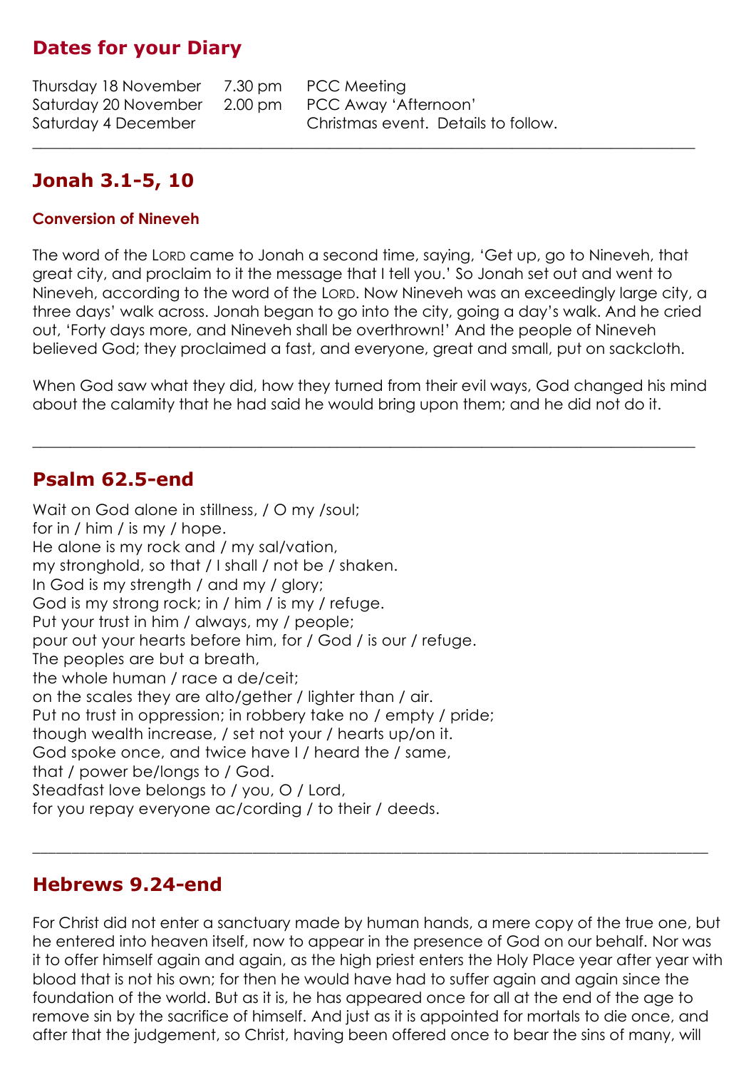## Dates for your Diary

| | | |
|---|---|---|
| Thursday 18 November | 7.30 pm | PCC Meeting |
| Saturday 20 November | 2.00 pm | PCC Away 'Afternoon' |
| Saturday 4 December | | Christmas event. Details to follow. |

---

## Jonah 3.1-5, 10

### Conversion of Nineveh

The word of the LORD came to Jonah a second time, saying, 'Get up, go to Nineveh, that great city, and proclaim to it the message that I tell you.' So Jonah set out and went to Nineveh, according to the word of the LORD. Now Nineveh was an exceedingly large city, a three days' walk across. Jonah began to go into the city, going a day's walk. And he cried out, 'Forty days more, and Nineveh shall be overthrown!' And the people of Nineveh believed God; they proclaimed a fast, and everyone, great and small, put on sackcloth.

When God saw what they did, how they turned from their evil ways, God changed his mind about the calamity that he had said he would bring upon them; and he did not do it.

---

## Psalm 62.5-end

Wait on God alone in stillness, / O my /soul;  
for in / him / is my / hope.  
He alone is my rock and / my sal/vation,  
my stronghold, so that / I shall / not be / shaken.  
In God is my strength / and my / glory;  
God is my strong rock; in / him / is my / refuge.  
Put your trust in him / always, my / people;  
pour out your hearts before him, for / God / is our / refuge.  
The peoples are but a breath,  
the whole human / race a de/ceit;  
on the scales they are alto/gether / lighter than / air.  
Put no trust in oppression; in robbery take no / empty / pride;  
though wealth increase, / set not your / hearts up/on it.  
God spoke once, and twice have I / heard the / same,  
that / power be/longs to / God.  
Steadfast love belongs to / you, O / Lord,  
for you repay everyone ac/cording / to their / deeds.

---

## Hebrews 9.24-end

For Christ did not enter a sanctuary made by human hands, a mere copy of the true one, but he entered into heaven itself, now to appear in the presence of God on our behalf. Nor was it to offer himself again and again, as the high priest enters the Holy Place year after year with blood that is not his own; for then he would have had to suffer again and again since the foundation of the world. But as it is, he has appeared once for all at the end of the age to remove sin by the sacrifice of himself. And just as it is appointed for mortals to die once, and after that the judgement, so Christ, having been offered once to bear the sins of many, will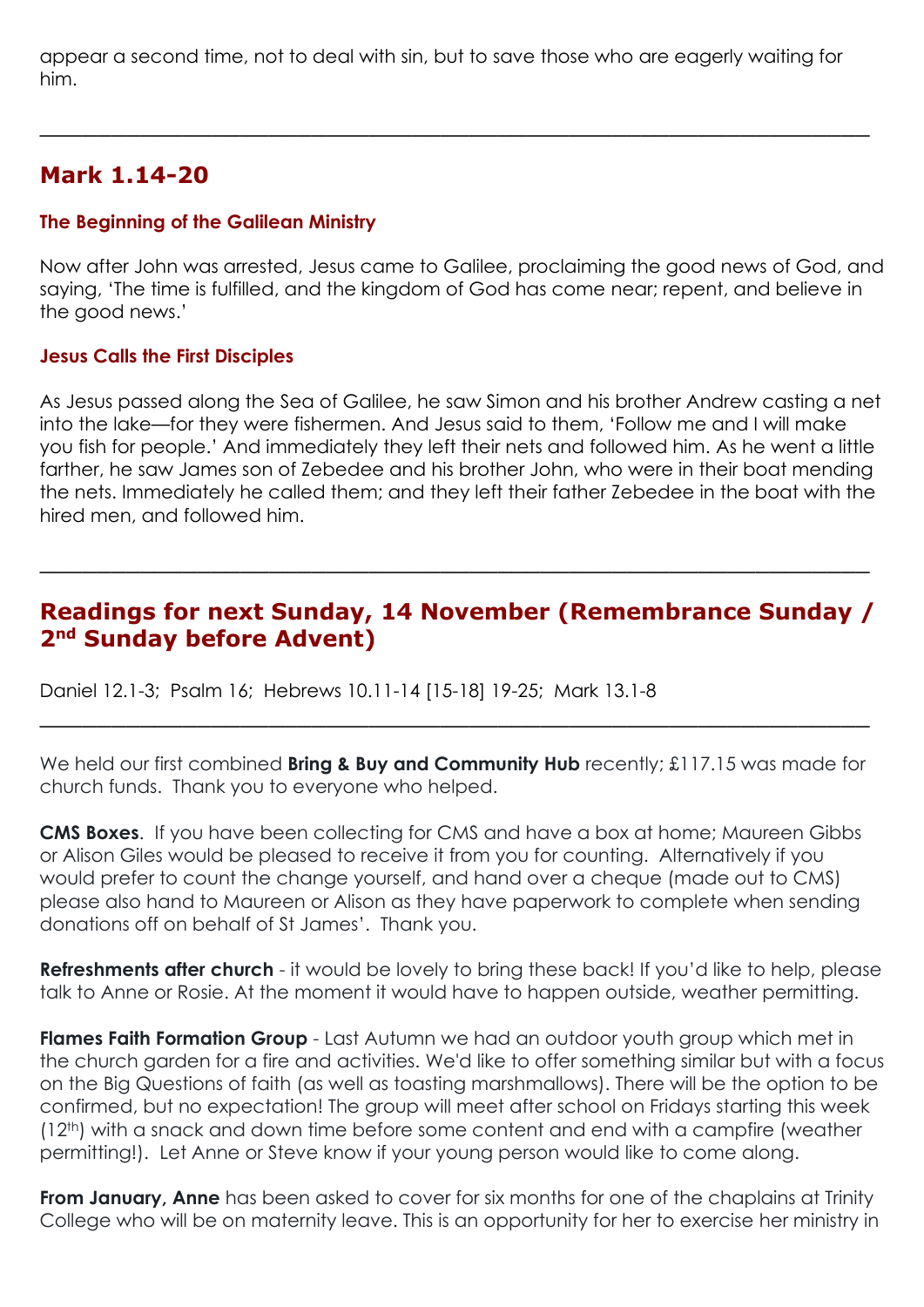appear a second time, not to deal with sin, but to save those who are eagerly waiting for him.

---

## Mark 1.14-20

### The Beginning of the Galilean Ministry

Now after John was arrested, Jesus came to Galilee, proclaiming the good news of God, and saying, 'The time is fulfilled, and the kingdom of God has come near; repent, and believe in the good news.'

### Jesus Calls the First Disciples

As Jesus passed along the Sea of Galilee, he saw Simon and his brother Andrew casting a net into the lake—for they were fishermen. And Jesus said to them, 'Follow me and I will make you fish for people.' And immediately they left their nets and followed him. As he went a little farther, he saw James son of Zebedee and his brother John, who were in their boat mending the nets. Immediately he called them; and they left their father Zebedee in the boat with the hired men, and followed him.

---

## Readings for next Sunday, 14 November (Remembrance Sunday / 2nd Sunday before Advent)

Daniel 12.1-3; Psalm 16; Hebrews 10.11-14 [15-18] 19-25; Mark 13.1-8

---

We held our first combined **Bring & Buy and Community Hub** recently; £117.15 was made for church funds. Thank you to everyone who helped.

**CMS Boxes**. If you have been collecting for CMS and have a box at home; Maureen Gibbs or Alison Giles would be pleased to receive it from you for counting. Alternatively if you would prefer to count the change yourself, and hand over a cheque (made out to CMS) please also hand to Maureen or Alison as they have paperwork to complete when sending donations off on behalf of St James'. Thank you.

**Refreshments after church** - it would be lovely to bring these back! If you'd like to help, please talk to Anne or Rosie. At the moment it would have to happen outside, weather permitting.

**Flames Faith Formation Group** - Last Autumn we had an outdoor youth group which met in the church garden for a fire and activities. We'd like to offer something similar but with a focus on the Big Questions of faith (as well as toasting marshmallows). There will be the option to be confirmed, but no expectation! The group will meet after school on Fridays starting this week (12th) with a snack and down time before some content and end with a campfire (weather permitting!). Let Anne or Steve know if your young person would like to come along.

**From January, Anne** has been asked to cover for six months for one of the chaplains at Trinity College who will be on maternity leave. This is an opportunity for her to exercise her ministry in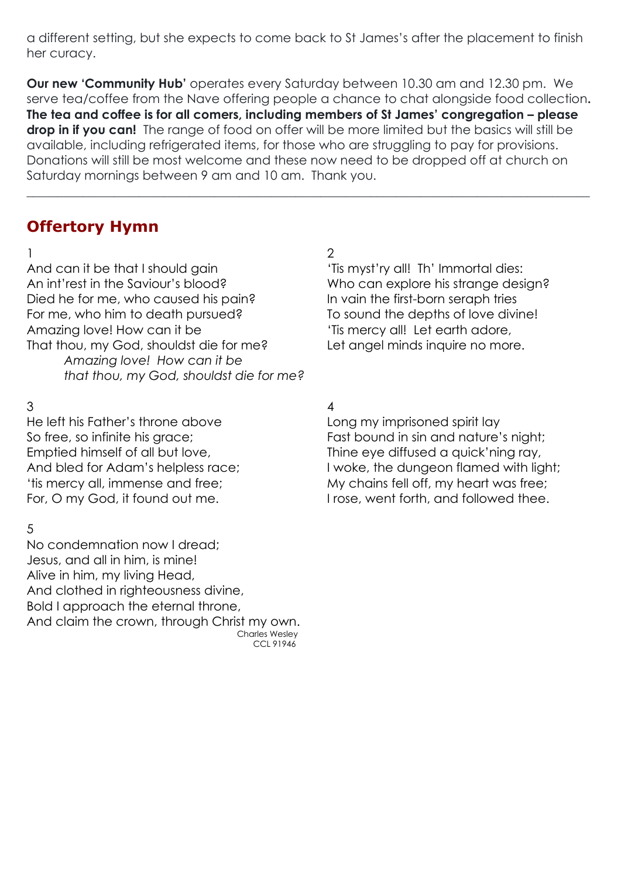a different setting, but she expects to come back to St James's after the placement to finish her curacy.

**Our new 'Community Hub'** operates every Saturday between 10.30 am and 12.30 pm. We serve tea/coffee from the Nave offering people a chance to chat alongside food collection**.** **The tea and coffee is for all comers, including members of St James' congregation – please drop in if you can!** The range of food on offer will be more limited but the basics will still be available, including refrigerated items, for those who are struggling to pay for provisions. Donations will still be most welcome and these now need to be dropped off at church on Saturday mornings between 9 am and 10 am. Thank you.

---

## Offertory Hymn

1
And can it be that I should gain
An int'rest in the Saviour's blood?
Died he for me, who caused his pain?
For me, who him to death pursued?
Amazing love! How can it be
That thou, my God, shouldst die for me?
*Amazing love! How can it be*
*that thou, my God, shouldst die for me?*

2
'Tis myst'ry all! Th' Immortal dies:
Who can explore his strange design?
In vain the first-born seraph tries
To sound the depths of love divine!
'Tis mercy all! Let earth adore,
Let angel minds inquire no more.

3
He left his Father's throne above
So free, so infinite his grace;
Emptied himself of all but love,
And bled for Adam's helpless race;
'tis mercy all, immense and free;
For, O my God, it found out me.

4
Long my imprisoned spirit lay
Fast bound in sin and nature's night;
Thine eye diffused a quick'ning ray,
I woke, the dungeon flamed with light;
My chains fell off, my heart was free;
I rose, went forth, and followed thee.

5
No condemnation now I dread;
Jesus, and all in him, is mine!
Alive in him, my living Head,
And clothed in righteousness divine,
Bold I approach the eternal throne,
And claim the crown, through Christ my own.

Charles Wesley
CCL 91946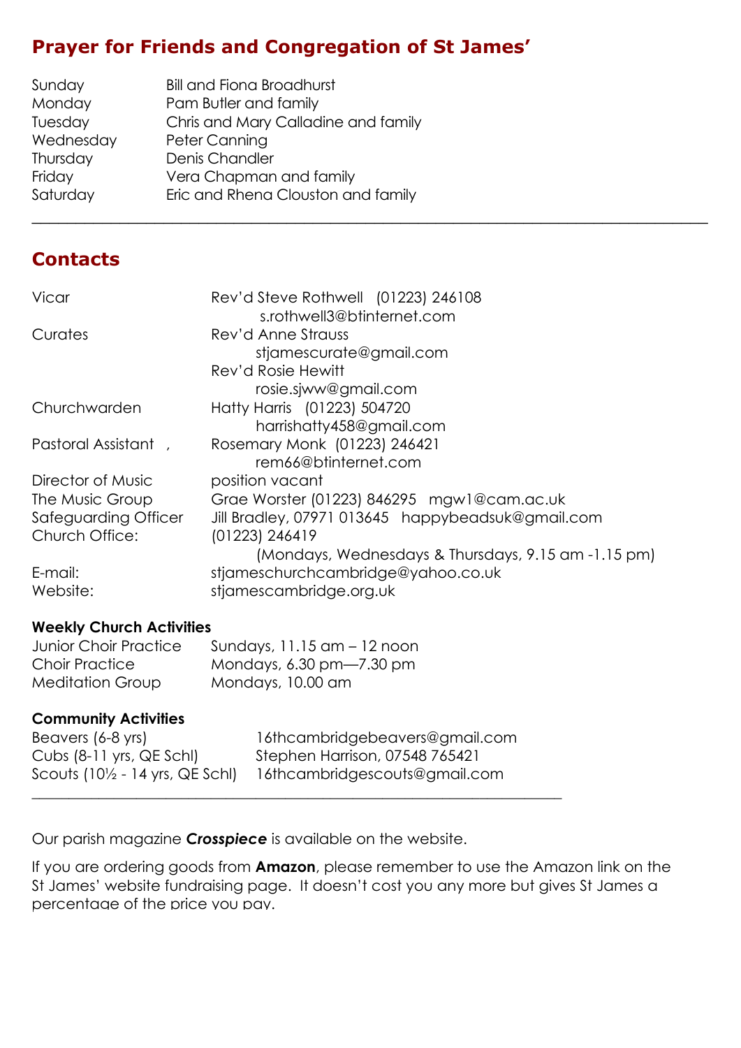## Prayer for Friends and Congregation of St James'

| | |
|---|---|
| Sunday | Bill and Fiona Broadhurst |
| Monday | Pam Butler and family |
| Tuesday | Chris and Mary Calladine and family |
| Wednesday | Peter Canning |
| Thursday | Denis Chandler |
| Friday | Vera Chapman and family |
| Saturday | Eric and Rhena Clouston and family |

---

## Contacts

| | |
|---|---|
| Vicar | Rev'd Steve Rothwell (01223) 246108<br>s.rothwell3@btinternet.com |
| Curates | Rev'd Anne Strauss<br>stjamescurate@gmail.com<br>Rev'd Rosie Hewitt<br>rosie.sjww@gmail.com |
| Churchwarden | Hatty Harris (01223) 504720<br>harrishatty458@gmail.com |
| Pastoral Assistant , | Rosemary Monk (01223) 246421<br>rem66@btinternet.com |
| Director of Music | position vacant |
| The Music Group | Grae Worster (01223) 846295 mgw1@cam.ac.uk |
| Safeguarding Officer | Jill Bradley, 07971 013645 happybeadsuk@gmail.com |
| Church Office: | (01223) 246419<br>(Mondays, Wednesdays & Thursdays, 9.15 am -1.15 pm) |
| E-mail: | stjameschurchcambridge@yahoo.co.uk |
| Website: | stjamescambridge.org.uk |

### Weekly Church Activities

| | |
|---|---|
| Junior Choir Practice | Sundays, 11.15 am – 12 noon |
| Choir Practice | Mondays, 6.30 pm—7.30 pm |
| Meditation Group | Mondays, 10.00 am |

### Community Activities

| | |
|---|---|
| Beavers (6-8 yrs) | 16thcambridgebeavers@gmail.com |
| Cubs (8-11 yrs, QE Schl) | Stephen Harrison, 07548 765421 |
| Scouts (10½ - 14 yrs, QE Schl) | 16thcambridgescouts@gmail.com |

---

Our parish magazine ***Crosspiece*** is available on the website.

If you are ordering goods from **Amazon**, please remember to use the Amazon link on the St James' website fundraising page. It doesn't cost you any more but gives St James a percentage of the price you pay.